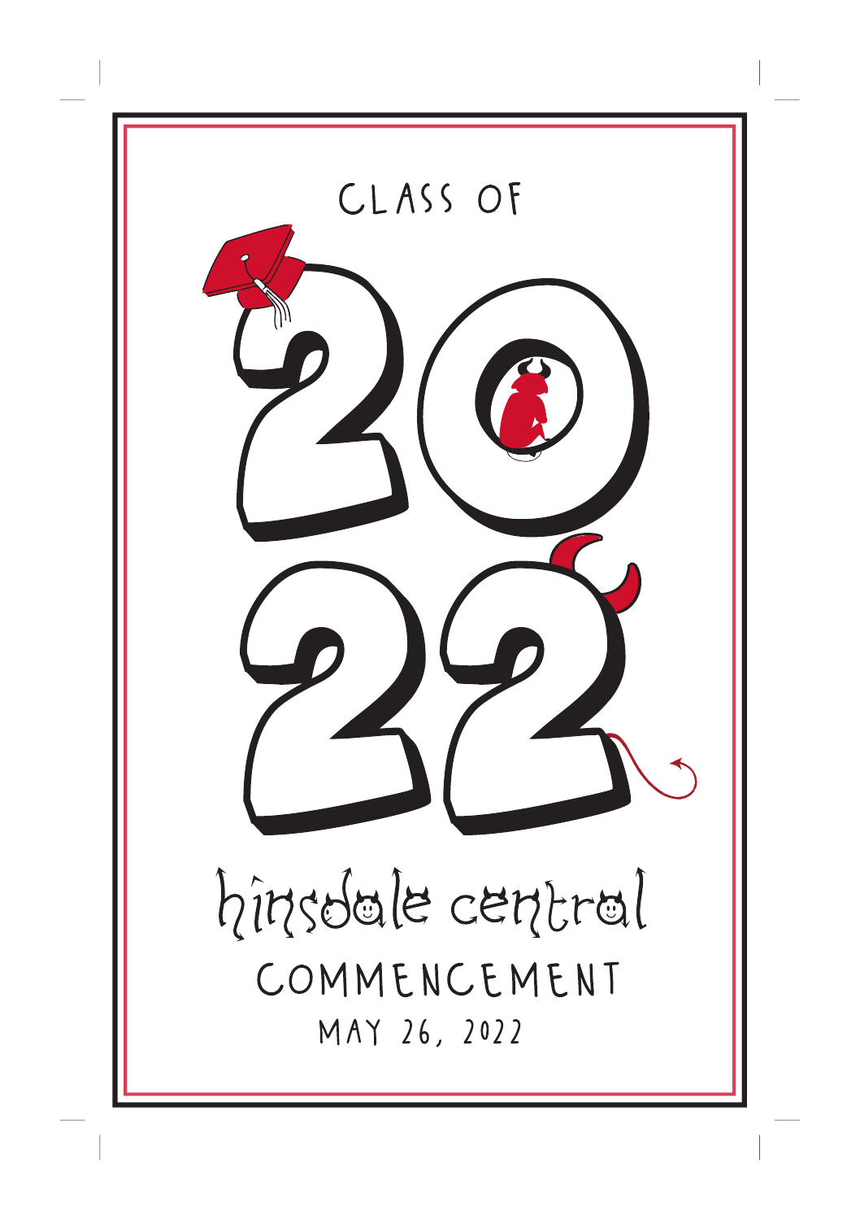CLASS OF

# 2022

## hinsdale central

## COMMENCEMENT

MAY 26, 2022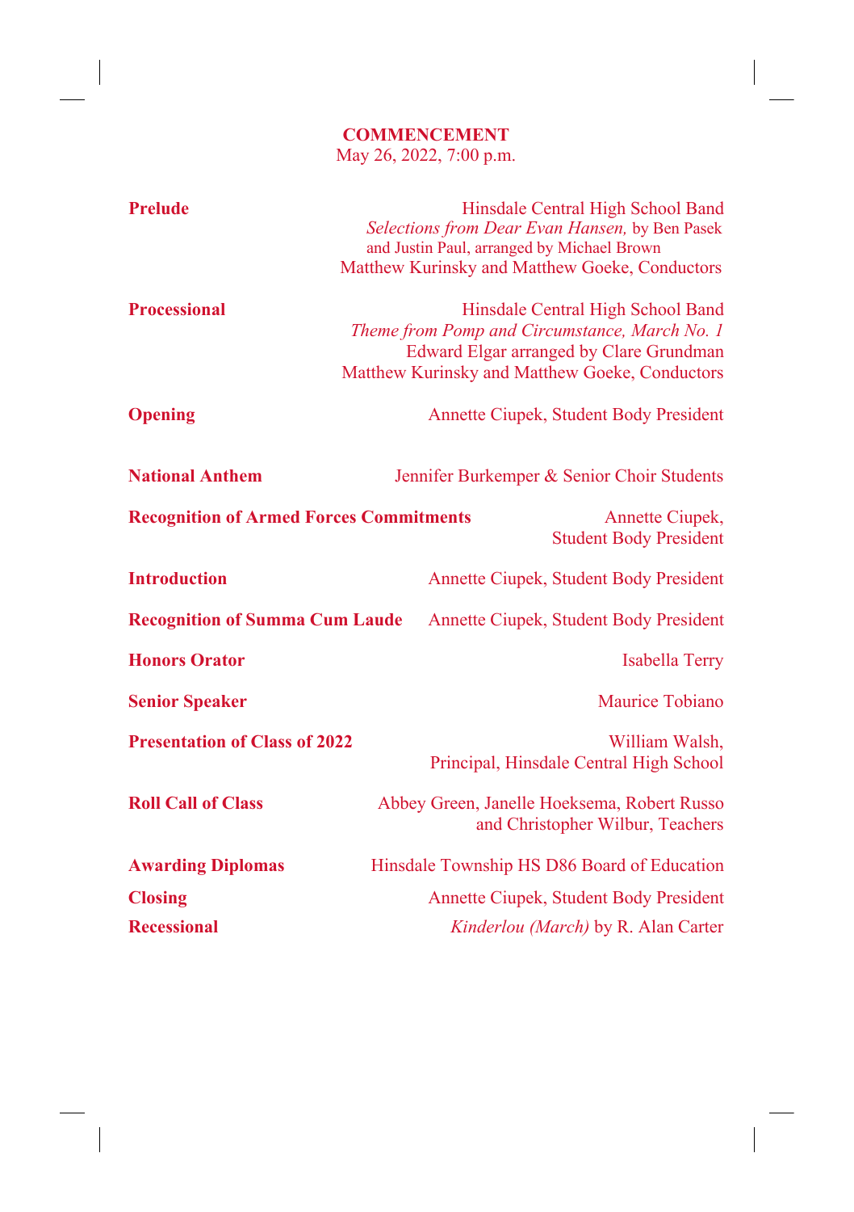# COMMENCEMENT

May 26, 2022, 7:00 p.m.

**Prelude** — Hinsdale Central High School Band
*Selections from Dear Evan Hansen,* by Ben Pasek and Justin Paul, arranged by Michael Brown
Matthew Kurinsky and Matthew Goeke, Conductors

**Processional** — Hinsdale Central High School Band
*Theme from Pomp and Circumstance, March No. 1*
Edward Elgar arranged by Clare Grundman
Matthew Kurinsky and Matthew Goeke, Conductors

**Opening** — Annette Ciupek, Student Body President

**National Anthem** — Jennifer Burkemper & Senior Choir Students

**Recognition of Armed Forces Commitments** — Annette Ciupek, Student Body President

**Introduction** — Annette Ciupek, Student Body President

**Recognition of Summa Cum Laude** — Annette Ciupek, Student Body President

**Honors Orator** — Isabella Terry

**Senior Speaker** — Maurice Tobiano

**Presentation of Class of 2022** — William Walsh, Principal, Hinsdale Central High School

**Roll Call of Class** — Abbey Green, Janelle Hoeksema, Robert Russo and Christopher Wilbur, Teachers

**Awarding Diplomas** — Hinsdale Township HS D86 Board of Education

**Closing** — Annette Ciupek, Student Body President

**Recessional** — *Kinderlou (March)* by R. Alan Carter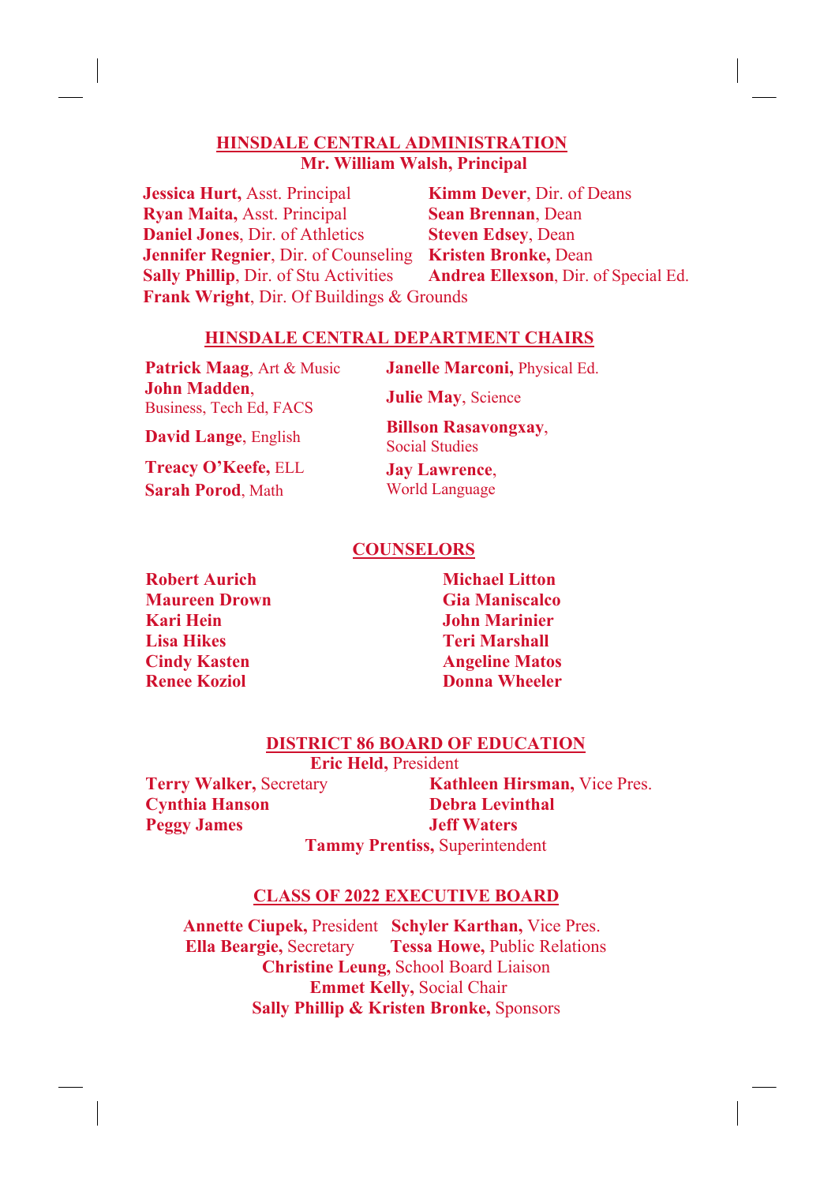## HINSDALE CENTRAL ADMINISTRATION

**Mr. William Walsh, Principal**

**Jessica Hurt,** Asst. Principal
**Ryan Maita,** Asst. Principal
**Daniel Jones**, Dir. of Athletics
**Jennifer Regnier**, Dir. of Counseling
**Sally Phillip**, Dir. of Stu Activities
**Frank Wright**, Dir. Of Buildings & Grounds
**Kimm Dever**, Dir. of Deans
**Sean Brennan**, Dean
**Steven Edsey**, Dean
**Kristen Bronke,** Dean
**Andrea Ellexson**, Dir. of Special Ed.

## HINSDALE CENTRAL DEPARTMENT CHAIRS

**Patrick Maag**, Art & Music
**John Madden**, Business, Tech Ed, FACS
**David Lange**, English
**Treacy O'Keefe,** ELL
**Sarah Porod**, Math
**Janelle Marconi,** Physical Ed.
**Julie May**, Science
**Billson Rasavongxay**, Social Studies
**Jay Lawrence**, World Language

## COUNSELORS

**Robert Aurich**
**Maureen Drown**
**Kari Hein**
**Lisa Hikes**
**Cindy Kasten**
**Renee Koziol**
**Michael Litton**
**Gia Maniscalco**
**John Marinier**
**Teri Marshall**
**Angeline Matos**
**Donna Wheeler**

## DISTRICT 86 BOARD OF EDUCATION

**Eric Held,** President

**Terry Walker,** Secretary
**Cynthia Hanson**
**Peggy James**
**Kathleen Hirsman,** Vice Pres.
**Debra Levinthal**
**Jeff Waters**

**Tammy Prentiss,** Superintendent

## CLASS OF 2022 EXECUTIVE BOARD

**Annette Ciupek,** President
**Schyler Karthan,** Vice Pres.
**Ella Beargie,** Secretary
**Tessa Howe,** Public Relations
**Christine Leung,** School Board Liaison
**Emmet Kelly,** Social Chair
**Sally Phillip & Kristen Bronke,** Sponsors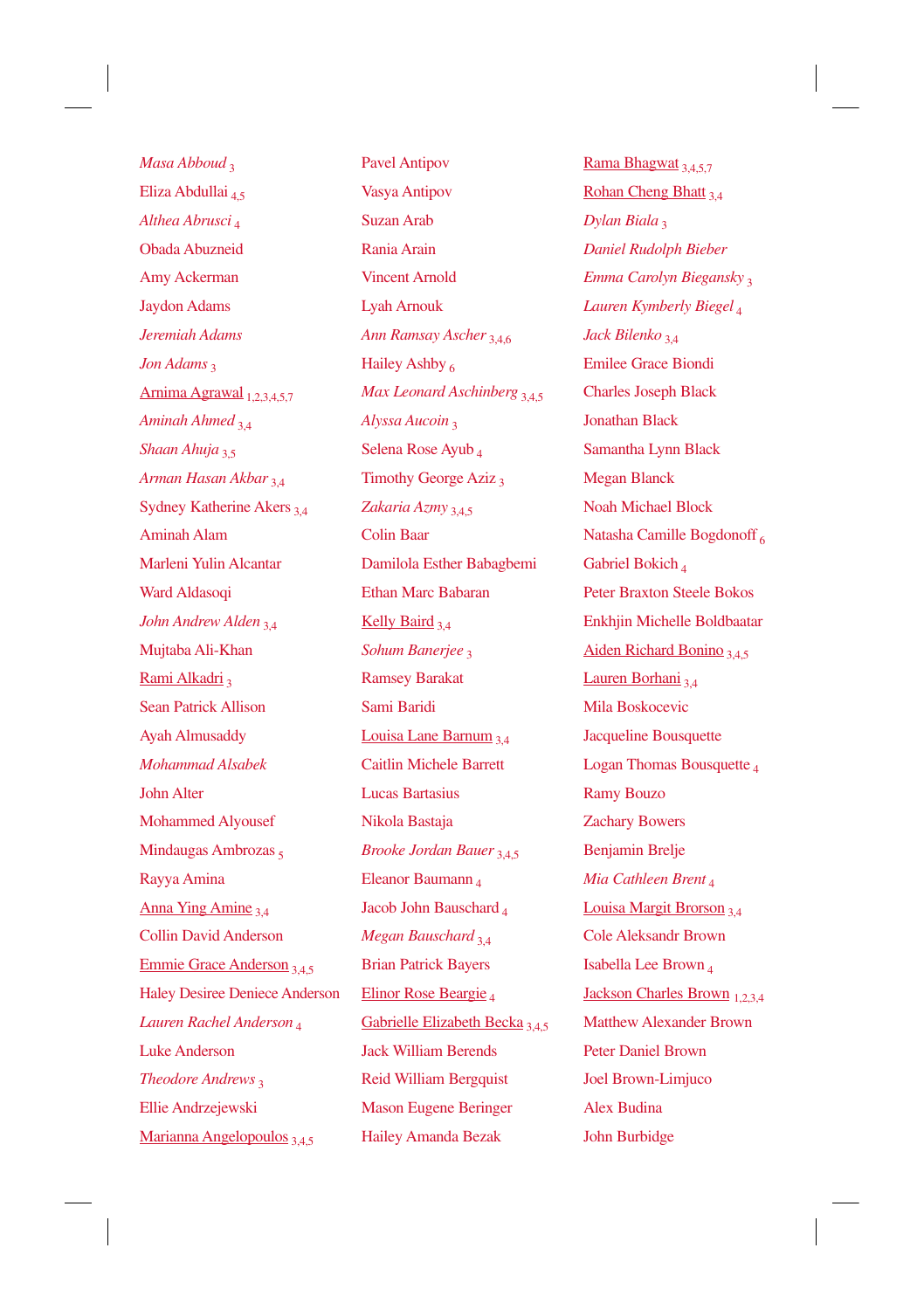*Masa Abboud* [3]

Eliza Abdullai [4,5]

*Althea Abrusci* [4]

Obada Abuzneid

Amy Ackerman

Jaydon Adams

*Jeremiah Adams*

*Jon Adams* [3]

<u>Arnima Agrawal</u> [1,2,3,4,5,7]

*Aminah Ahmed* [3,4]

*Shaan Ahuja* [3,5]

*Arman Hasan Akbar* [3,4]

Sydney Katherine Akers [3,4]

Aminah Alam

Marleni Yulin Alcantar

Ward Aldasoqi

*John Andrew Alden* [3,4]

Mujtaba Ali-Khan

<u>Rami Alkadri</u> [3]

Sean Patrick Allison

Ayah Almusaddy

*Mohammad Alsabek*

John Alter

Mohammed Alyousef

Mindaugas Ambrozas [5]

Rayya Amina

<u>Anna Ying Amine</u> [3,4]

Collin David Anderson

<u>Emmie Grace Anderson</u> [3,4,5]

Haley Desiree Deniece Anderson

*Lauren Rachel Anderson* [4]

Luke Anderson

*Theodore Andrews* [3]

Ellie Andrzejewski

<u>Marianna Angelopoulos</u> [3,4,5]

Pavel Antipov

Vasya Antipov

Suzan Arab

Rania Arain

Vincent Arnold

Lyah Arnouk

*Ann Ramsay Ascher* [3,4,6]

Hailey Ashby [6]

*Max Leonard Aschinberg* [3,4,5]

*Alyssa Aucoin* [3]

Selena Rose Ayub [4]

Timothy George Aziz [3]

*Zakaria Azmy* [3,4,5]

Colin Baar

Damilola Esther Babagbemi

Ethan Marc Babaran

<u>Kelly Baird</u> [3,4]

*Sohum Banerjee* [3]

Ramsey Barakat

Sami Baridi

<u>Louisa Lane Barnum</u> [3,4]

Caitlin Michele Barrett

Lucas Bartasius

Nikola Bastaja

*Brooke Jordan Bauer* [3,4,5]

Eleanor Baumann [4]

Jacob John Bauschard [4]

*Megan Bauschard* [3,4]

Brian Patrick Bayers

<u>Elinor Rose Beargie</u> [4]

<u>Gabrielle Elizabeth Becka</u> [3,4,5]

Jack William Berends

Reid William Bergquist

Mason Eugene Beringer

Hailey Amanda Bezak

<u>Rama Bhagwat</u> [3,4,5,7]

<u>Rohan Cheng Bhatt</u> [3,4]

*Dylan Biala* [3]

*Daniel Rudolph Bieber*

*Emma Carolyn Biegansky* [3]

*Lauren Kymberly Biegel* [4]

*Jack Bilenko* [3,4]

Emilee Grace Biondi

Charles Joseph Black

Jonathan Black

Samantha Lynn Black

Megan Blanck

Noah Michael Block

Natasha Camille Bogdonoff [6]

Gabriel Bokich [4]

Peter Braxton Steele Bokos

Enkhjin Michelle Boldbaatar

<u>Aiden Richard Bonino</u> [3,4,5]

<u>Lauren Borhani</u> [3,4]

Mila Boskocevic

Jacqueline Bousquette

Logan Thomas Bousquette [4]

Ramy Bouzo

Zachary Bowers

Benjamin Brelje

*Mia Cathleen Brent* [4]

<u>Louisa Margit Brorson</u> [3,4]

Cole Aleksandr Brown

Isabella Lee Brown [4]

<u>Jackson Charles Brown</u> [1,2,3,4]

Matthew Alexander Brown

Peter Daniel Brown

Joel Brown-Limjuco

Alex Budina

John Burbidge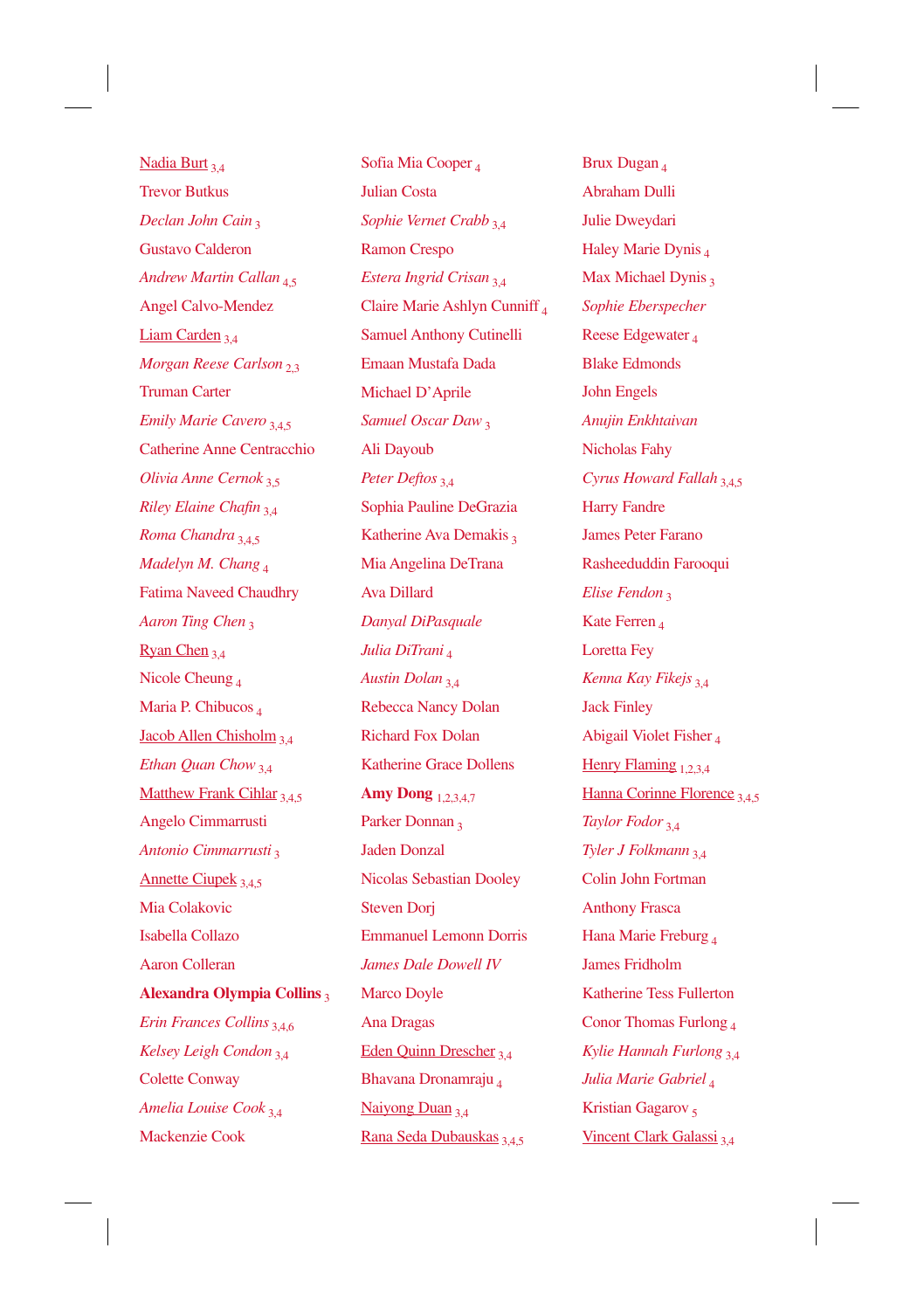<u>Nadia Burt</u> 3,4

Trevor Butkus

*Declan John Cain* 3

Gustavo Calderon

*Andrew Martin Callan* 4,5

Angel Calvo-Mendez

<u>Liam Carden</u> 3,4

*Morgan Reese Carlson* 2,3

Truman Carter

*Emily Marie Cavero* 3,4,5

Catherine Anne Centracchio

*Olivia Anne Cernok* 3,5

*Riley Elaine Chafin* 3,4

*Roma Chandra* 3,4,5

*Madelyn M. Chang* 4

Fatima Naveed Chaudhry

*Aaron Ting Chen* 3

<u>Ryan Chen</u> 3,4

Nicole Cheung 4

Maria P. Chibucos 4

<u>Jacob Allen Chisholm</u> 3,4

*Ethan Quan Chow* 3,4

<u>Matthew Frank Cihlar</u> 3,4,5

Angelo Cimmarrusti

*Antonio Cimmarrusti* 3

<u>Annette Ciupek</u> 3,4,5

Mia Colakovic

Isabella Collazo

Aaron Colleran

**Alexandra Olympia Collins** 3

*Erin Frances Collins* 3,4,6

*Kelsey Leigh Condon* 3,4

Colette Conway

*Amelia Louise Cook* 3,4

Mackenzie Cook

Sofia Mia Cooper 4

Julian Costa

*Sophie Vernet Crabb* 3,4

Ramon Crespo

*Estera Ingrid Crisan* 3,4

Claire Marie Ashlyn Cunniff 4

Samuel Anthony Cutinelli

Emaan Mustafa Dada

Michael D'Aprile

*Samuel Oscar Daw* 3

Ali Dayoub

*Peter Deftos* 3,4

Sophia Pauline DeGrazia

Katherine Ava Demakis 3

Mia Angelina DeTrana

Ava Dillard

*Danyal DiPasquale*

*Julia DiTrani* 4

*Austin Dolan* 3,4

Rebecca Nancy Dolan

Richard Fox Dolan

Katherine Grace Dollens

**Amy Dong** 1,2,3,4,7

Parker Donnan 3

Jaden Donzal

Nicolas Sebastian Dooley

Steven Dorj

Emmanuel Lemonn Dorris

*James Dale Dowell IV*

Marco Doyle

Ana Dragas

<u>Eden Quinn Drescher</u> 3,4

Bhavana Dronamraju 4

<u>Naiyong Duan</u> 3,4

<u>Rana Seda Dubauskas</u> 3,4,5

Brux Dugan 4

Abraham Dulli

Julie Dweydari

Haley Marie Dynis 4

Max Michael Dynis 3

*Sophie Eberspecher*

Reese Edgewater 4

Blake Edmonds

John Engels

*Anujin Enkhtaivan*

Nicholas Fahy

*Cyrus Howard Fallah* 3,4,5

Harry Fandre

James Peter Farano

Rasheeduddin Farooqui

*Elise Fendon* 3

Kate Ferren 4

Loretta Fey

*Kenna Kay Fikejs* 3,4

Jack Finley

Abigail Violet Fisher 4

<u>Henry Flaming</u> 1,2,3,4

<u>Hanna Corinne Florence</u> 3,4,5

*Taylor Fodor* 3,4

*Tyler J Folkmann* 3,4

Colin John Fortman

Anthony Frasca

Hana Marie Freburg 4

James Fridholm

Katherine Tess Fullerton

Conor Thomas Furlong 4

*Kylie Hannah Furlong* 3,4

*Julia Marie Gabriel* 4

Kristian Gagarov 5

<u>Vincent Clark Galassi</u> 3,4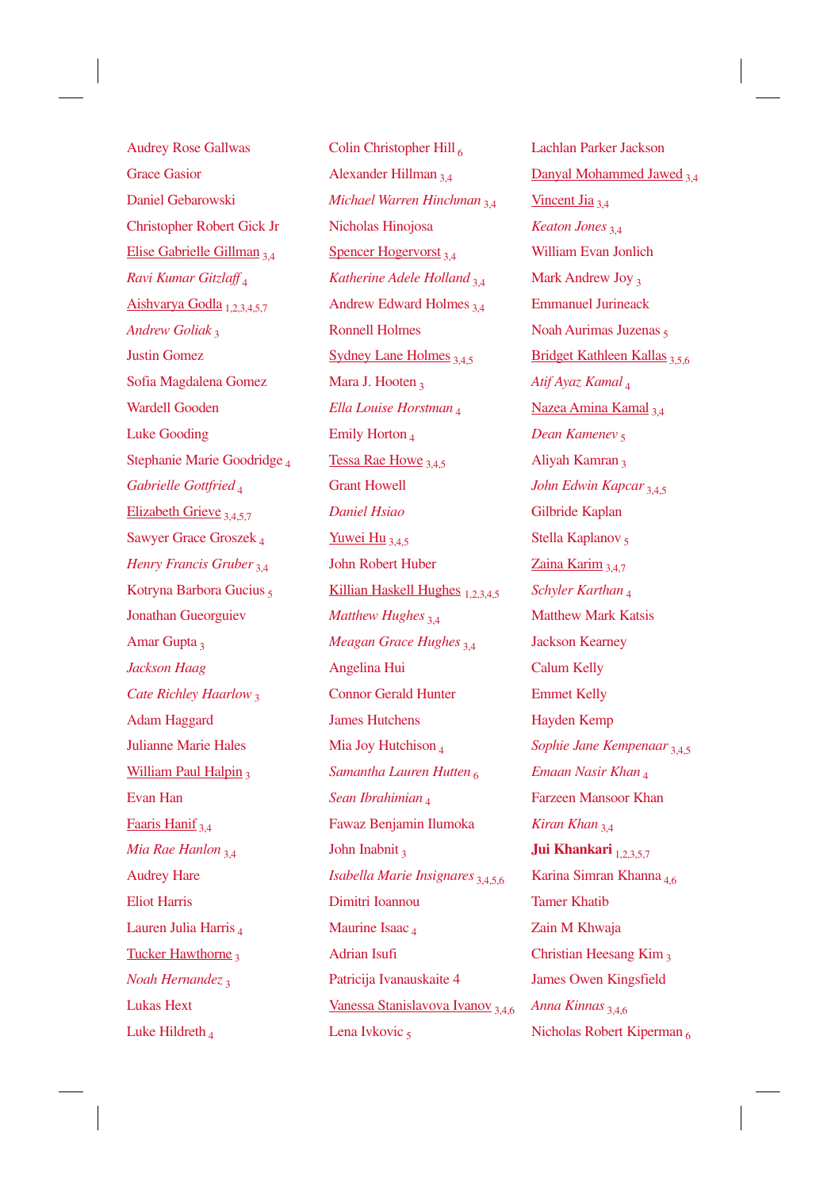Audrey Rose Gallwas

Grace Gasior

Daniel Gebarowski

Christopher Robert Gick Jr

<u>Elise Gabrielle Gillman</u> [3,4]

*Ravi Kumar Gitzlaff* [4]

<u>Aishvarya Godla</u> [1,2,3,4,5,7]

*Andrew Goliak* [3]

Justin Gomez

Sofia Magdalena Gomez

Wardell Gooden

Luke Gooding

Stephanie Marie Goodridge [4]

*Gabrielle Gottfried* [4]

<u>Elizabeth Grieve</u> [3,4,5,7]

Sawyer Grace Groszek [4]

*Henry Francis Gruber* [3,4]

Kotryna Barbora Gucius [5]

Jonathan Gueorguiev

Amar Gupta [3]

*Jackson Haag*

*Cate Richley Haarlow* [3]

Adam Haggard

Julianne Marie Hales

<u>William Paul Halpin</u> [3]

Evan Han

<u>Faaris Hanif</u> [3,4]

*Mia Rae Hanlon* [3,4]

Audrey Hare

Eliot Harris

Lauren Julia Harris [4]

<u>Tucker Hawthorne</u> [3]

*Noah Hernandez* [3]

Lukas Hext

Luke Hildreth [4]

Colin Christopher Hill [6]

Alexander Hillman [3,4]

*Michael Warren Hinchman* [3,4]

Nicholas Hinojosa

<u>Spencer Hogervorst</u> [3,4]

*Katherine Adele Holland* [3,4]

Andrew Edward Holmes [3,4]

Ronnell Holmes

<u>Sydney Lane Holmes</u> [3,4,5]

Mara J. Hooten [3]

*Ella Louise Horstman* [4]

Emily Horton [4]

<u>Tessa Rae Howe</u> [3,4,5]

Grant Howell

*Daniel Hsiao*

<u>Yuwei Hu</u> [3,4,5]

John Robert Huber

<u>Killian Haskell Hughes</u> [1,2,3,4,5]

*Matthew Hughes* [3,4]

*Meagan Grace Hughes* [3,4]

Angelina Hui

Connor Gerald Hunter

James Hutchens

Mia Joy Hutchison [4]

*Samantha Lauren Hutten* [6]

*Sean Ibrahimian* [4]

Fawaz Benjamin Ilumoka

John Inabnit [3]

*Isabella Marie Insignares* [3,4,5,6]

Dimitri Ioannou

Maurine Isaac [4]

Adrian Isufi

Patricija Ivanauskaite 4

<u>Vanessa Stanislavova Ivanov</u> [3,4,6]

Lena Ivkovic [5]

Lachlan Parker Jackson

<u>Danyal Mohammed Jawed</u> [3,4]

<u>Vincent Jia</u> [3,4]

*Keaton Jones* [3,4]

William Evan Jonlich

Mark Andrew Joy [3]

Emmanuel Jurineack

Noah Aurimas Juzenas [5]

<u>Bridget Kathleen Kallas</u> [3,5,6]

*Atif Ayaz Kamal* [4]

<u>Nazea Amina Kamal</u> [3,4]

*Dean Kamenev* [5]

Aliyah Kamran [3]

*John Edwin Kapcar* [3,4,5]

Gilbride Kaplan

Stella Kaplanov [5]

<u>Zaina Karim</u> [3,4,7]

*Schyler Karthan* [4]

Matthew Mark Katsis

Jackson Kearney

Calum Kelly

Emmet Kelly

Hayden Kemp

*Sophie Jane Kempenaar* [3,4,5]

*Emaan Nasir Khan* [4]

Farzeen Mansoor Khan

*Kiran Khan* [3,4]

**Jui Khankari** [1,2,3,5,7]

Karina Simran Khanna [4,6]

Tamer Khatib

Zain M Khwaja

Christian Heesang Kim [3]

James Owen Kingsfield

*Anna Kinnas* [3,4,6]

Nicholas Robert Kiperman [6]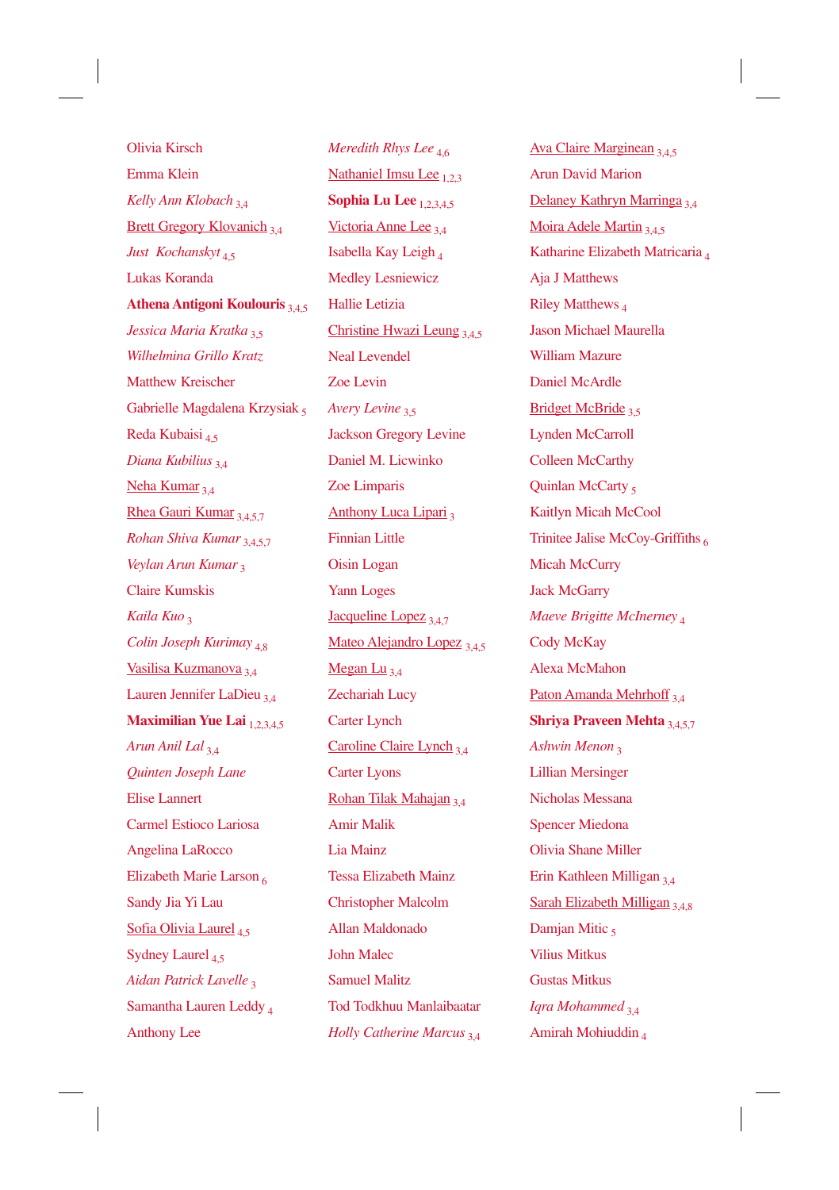Olivia Kirsch

Emma Klein

*Kelly Ann Klobach* 3,4

Brett Gregory Klovanich 3,4

*Just Kochanskyt* 4,5

Lukas Koranda

**Athena Antigoni Koulouris** 3,4,5

*Jessica Maria Kratka* 3,5

*Wilhelmina Grillo Kratz*

Matthew Kreischer

Gabrielle Magdalena Krzysiak 5

Reda Kubaisi 4,5

*Diana Kubilius* 3,4

Neha Kumar 3,4

Rhea Gauri Kumar 3,4,5,7

*Rohan Shiva Kumar* 3,4,5,7

*Veylan Arun Kumar* 3

Claire Kumskis

*Kaila Kuo* 3

*Colin Joseph Kurimay* 4,8

Vasilisa Kuzmanova 3,4

Lauren Jennifer LaDieu 3,4

**Maximilian Yue Lai** 1,2,3,4,5

*Arun Anil Lal* 3,4

*Quinten Joseph Lane*

Elise Lannert

Carmel Estioco Lariosa

Angelina LaRocco

Elizabeth Marie Larson 6

Sandy Jia Yi Lau

Sofia Olivia Laurel 4,5

Sydney Laurel 4,5

*Aidan Patrick Lavelle* 3

Samantha Lauren Leddy 4

Anthony Lee

*Meredith Rhys Lee* 4,6

Nathaniel Imsu Lee 1,2,3

**Sophia Lu Lee** 1,2,3,4,5

Victoria Anne Lee 3,4

Isabella Kay Leigh 4

Medley Lesniewicz

Hallie Letizia

Christine Hwazi Leung 3,4,5

Neal Levendel

Zoe Levin

*Avery Levine* 3,5

Jackson Gregory Levine

Daniel M. Licwinko

Zoe Limparis

Anthony Luca Lipari 3

Finnian Little

Oisin Logan

Yann Loges

Jacqueline Lopez 3,4,7

Mateo Alejandro Lopez 3,4,5

Megan Lu 3,4

Zechariah Lucy

Carter Lynch

Caroline Claire Lynch 3,4

Carter Lyons

Rohan Tilak Mahajan 3,4

Amir Malik

Lia Mainz

Tessa Elizabeth Mainz

Christopher Malcolm

Allan Maldonado

John Malec

Samuel Malitz

Tod Todkhuu Manlaibaatar

*Holly Catherine Marcus* 3,4

Ava Claire Marginean 3,4,5

Arun David Marion

Delaney Kathryn Marringa 3,4

Moira Adele Martin 3,4,5

Katharine Elizabeth Matricaria 4

Aja J Matthews

Riley Matthews 4

Jason Michael Maurella

William Mazure

Daniel McArdle

Bridget McBride 3,5

Lynden McCarroll

Colleen McCarthy

Quinlan McCarty 5

Kaitlyn Micah McCool

Trinitee Jalise McCoy-Griffiths 6

Micah McCurry

Jack McGarry

*Maeve Brigitte McInerney* 4

Cody McKay

Alexa McMahon

Paton Amanda Mehrhoff 3,4

**Shriya Praveen Mehta** 3,4,5,7

*Ashwin Menon* 3

Lillian Mersinger

Nicholas Messana

Spencer Miedona

Olivia Shane Miller

Erin Kathleen Milligan 3,4

Sarah Elizabeth Milligan 3,4,8

Damjan Mitic 5

Vilius Mitkus

Gustas Mitkus

*Iqra Mohammed* 3,4

Amirah Mohiuddin 4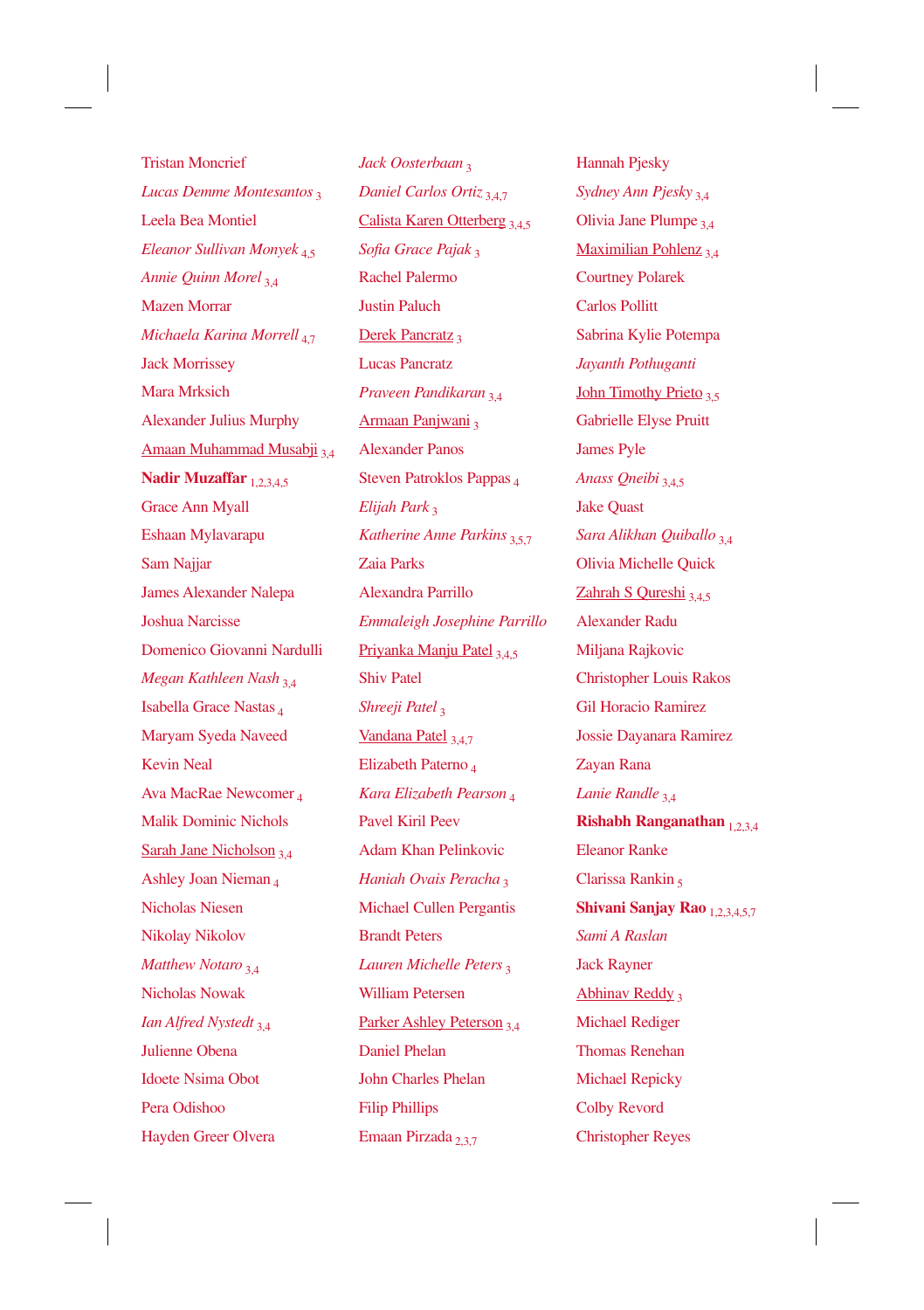Tristan Moncrief

*Lucas Demme Montesantos* [3]

Leela Bea Montiel

*Eleanor Sullivan Monyek* [4,5]

*Annie Quinn Morel* [3,4]

Mazen Morrar

*Michaela Karina Morrell* [4,7]

Jack Morrissey

Mara Mrksich

Alexander Julius Murphy

<u>Amaan Muhammad Musabji</u> [3,4]

**Nadir Muzaffar** [1,2,3,4,5]

Grace Ann Myall

Eshaan Mylavarapu

Sam Najjar

James Alexander Nalepa

Joshua Narcisse

Domenico Giovanni Nardulli

*Megan Kathleen Nash* [3,4]

Isabella Grace Nastas [4]

Maryam Syeda Naveed

Kevin Neal

Ava MacRae Newcomer [4]

Malik Dominic Nichols

<u>Sarah Jane Nicholson</u> [3,4]

Ashley Joan Nieman [4]

Nicholas Niesen

Nikolay Nikolov

*Matthew Notaro* [3,4]

Nicholas Nowak

*Ian Alfred Nystedt* [3,4]

Julienne Obena

Idoete Nsima Obot

Pera Odishoo

Hayden Greer Olvera

*Jack Oosterbaan* [3]

*Daniel Carlos Ortiz* [3,4,7]

<u>Calista Karen Otterberg</u> [3,4,5]

*Sofia Grace Pajak* [3]

Rachel Palermo

Justin Paluch

<u>Derek Pancratz</u> [3]

Lucas Pancratz

*Praveen Pandikaran* [3,4]

<u>Armaan Panjwani</u> [3]

Alexander Panos

Steven Patroklos Pappas [4]

*Elijah Park* [3]

*Katherine Anne Parkins* [3,5,7]

Zaia Parks

Alexandra Parrillo

*Emmaleigh Josephine Parrillo*

<u>Priyanka Manju Patel</u> [3,4,5]

Shiv Patel

*Shreeji Patel* [3]

<u>Vandana Patel</u> [3,4,7]

Elizabeth Paterno [4]

*Kara Elizabeth Pearson* [4]

Pavel Kiril Peev

Adam Khan Pelinkovic

*Haniah Ovais Peracha* [3]

Michael Cullen Pergantis

Brandt Peters

*Lauren Michelle Peters* [3]

William Petersen

<u>Parker Ashley Peterson</u> [3,4]

Daniel Phelan

John Charles Phelan

Filip Phillips

Emaan Pirzada [2,3,7]

Hannah Pjesky

*Sydney Ann Pjesky* [3,4]

Olivia Jane Plumpe [3,4]

<u>Maximilian Pohlenz</u> [3,4]

Courtney Polarek

Carlos Pollitt

Sabrina Kylie Potempa

*Jayanth Pothuganti*

<u>John Timothy Prieto</u> [3,5]

Gabrielle Elyse Pruitt

James Pyle

*Anass Qneibi* [3,4,5]

Jake Quast

*Sara Alikhan Quiballo* [3,4]

Olivia Michelle Quick

<u>Zahrah S Qureshi</u> [3,4,5]

Alexander Radu

Miljana Rajkovic

Christopher Louis Rakos

Gil Horacio Ramirez

Jossie Dayanara Ramirez

Zayan Rana

*Lanie Randle* [3,4]

**Rishabh Ranganathan** [1,2,3,4]

Eleanor Ranke

Clarissa Rankin [5]

**Shivani Sanjay Rao** [1,2,3,4,5,7]

*Sami A Raslan*

Jack Rayner

<u>Abhinav Reddy</u> [3]

Michael Rediger

Thomas Renehan

Michael Repicky

Colby Revord

Christopher Reyes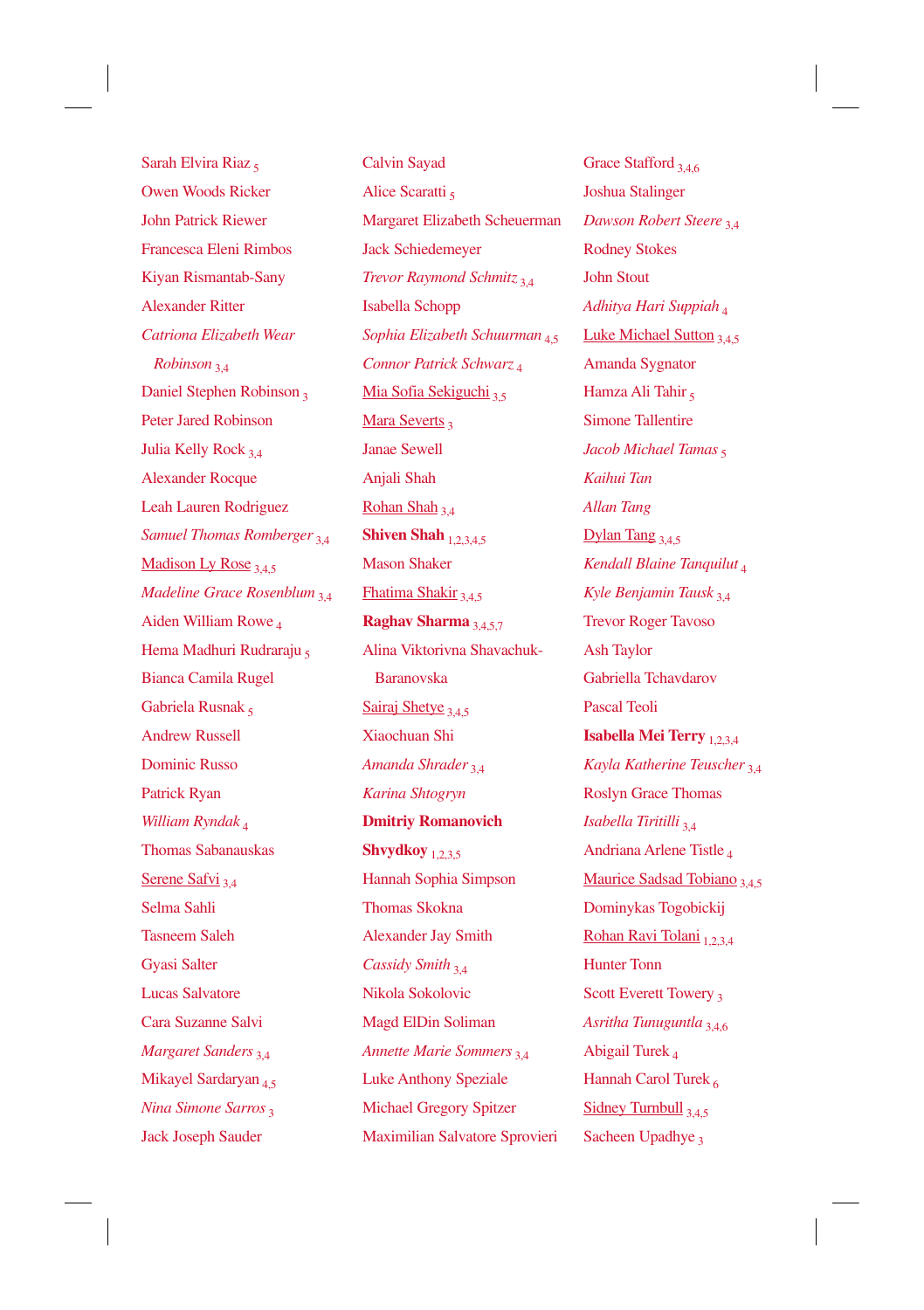Sarah Elvira Riaz [5]

Owen Woods Ricker

John Patrick Riewer

Francesca Eleni Rimbos

Kiyan Rismantab-Sany

Alexander Ritter

*Catriona Elizabeth Wear Robinson* [3,4]

Daniel Stephen Robinson [3]

Peter Jared Robinson

Julia Kelly Rock [3,4]

Alexander Rocque

Leah Lauren Rodriguez

*Samuel Thomas Romberger* [3,4]

<u>Madison Ly Rose</u> [3,4,5]

*Madeline Grace Rosenblum* [3,4]

Aiden William Rowe [4]

Hema Madhuri Rudraraju [5]

Bianca Camila Rugel

Gabriela Rusnak [5]

Andrew Russell

Dominic Russo

Patrick Ryan

*William Ryndak* [4]

Thomas Sabanauskas

<u>Serene Safvi</u> [3,4]

Selma Sahli

Tasneem Saleh

Gyasi Salter

Lucas Salvatore

Cara Suzanne Salvi

*Margaret Sanders* [3,4]

Mikayel Sardaryan [4,5]

*Nina Simone Sarros* [3]

Jack Joseph Sauder

Calvin Sayad

Alice Scaratti [5]

Margaret Elizabeth Scheuerman

Jack Schiedemeyer

*Trevor Raymond Schmitz* [3,4]

Isabella Schopp

*Sophia Elizabeth Schuurman* [4,5]

*Connor Patrick Schwarz* [4]

<u>Mia Sofia Sekiguchi</u> [3,5]

<u>Mara Severts</u> [3]

Janae Sewell

Anjali Shah

<u>Rohan Shah</u> [3,4]

**Shiven Shah** [1,2,3,4,5]

Mason Shaker

<u>Fhatima Shakir</u> [3,4,5]

**Raghav Sharma** [3,4,5,7]

Alina Viktorivna Shavachuk-Baranovska

<u>Sairaj Shetye</u> [3,4,5]

Xiaochuan Shi

*Amanda Shrader* [3,4]

*Karina Shtogryn*

**Dmitriy Romanovich Shvydkoy** [1,2,3,5]

Hannah Sophia Simpson

Thomas Skokna

Alexander Jay Smith

*Cassidy Smith* [3,4]

Nikola Sokolovic

Magd ElDin Soliman

*Annette Marie Sommers* [3,4]

Luke Anthony Speziale

Michael Gregory Spitzer

Maximilian Salvatore Sprovieri

Grace Stafford [3,4,6]

Joshua Stalinger

*Dawson Robert Steere* [3,4]

Rodney Stokes

John Stout

*Adhitya Hari Suppiah* [4]

<u>Luke Michael Sutton</u> [3,4,5]

Amanda Sygnator

Hamza Ali Tahir [5]

Simone Tallentire

*Jacob Michael Tamas* [5]

*Kaihui Tan*

*Allan Tang*

<u>Dylan Tang</u> [3,4,5]

*Kendall Blaine Tanquilut* [4]

*Kyle Benjamin Tausk* [3,4]

Trevor Roger Tavoso

Ash Taylor

Gabriella Tchavdarov

Pascal Teoli

**Isabella Mei Terry** [1,2,3,4]

*Kayla Katherine Teuscher* [3,4]

Roslyn Grace Thomas

*Isabella Tiritilli* [3,4]

Andriana Arlene Tistle [4]

<u>Maurice Sadsad Tobiano</u> [3,4,5]

Dominykas Togobickij

<u>Rohan Ravi Tolani</u> [1,2,3,4]

Hunter Tonn

Scott Everett Towery [3]

*Asritha Tunuguntla* [3,4,6]

Abigail Turek [4]

Hannah Carol Turek [6]

<u>Sidney Turnbull</u> [3,4,5]

Sacheen Upadhye [3]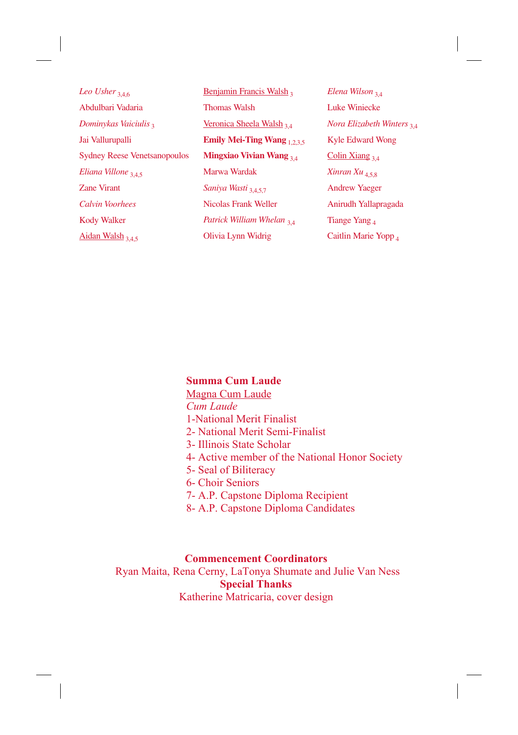*Leo Usher* [3,4,6]

Abdulbari Vadaria

*Dominykas Vaiciulis* [3]

Jai Vallurupalli

Sydney Reese Venetsanopoulos

*Eliana Villone* [3,4,5]

Zane Virant

*Calvin Voorhees*

Kody Walker

<u>Aidan Walsh</u> [3,4,5]

<u>Benjamin Francis Walsh</u> [3]

Thomas Walsh

<u>Veronica Sheela Walsh</u> [3,4]

**Emily Mei-Ting Wang** [1,2,3,5]

**Mingxiao Vivian Wang** [3,4]

Marwa Wardak

*Saniya Wasti* [3,4,5,7]

Nicolas Frank Weller

*Patrick William Whelan* [3,4]

Olivia Lynn Widrig

*Elena Wilson* [3,4]

Luke Winiecke

*Nora Elizabeth Winters* [3,4]

Kyle Edward Wong

<u>Colin Xiang</u> [3,4]

*Xinran Xu* [4,5,8]

Andrew Yaeger

Anirudh Yallapragada

Tiange Yang [4]

Caitlin Marie Yopp [4]

**Summa Cum Laude**
<u>Magna Cum Laude</u>
*Cum Laude*
1-National Merit Finalist
2- National Merit Semi-Finalist
3- Illinois State Scholar
4- Active member of the National Honor Society
5- Seal of Biliteracy
6- Choir Seniors
7- A.P. Capstone Diploma Recipient
8- A.P. Capstone Diploma Candidates

**Commencement Coordinators**
Ryan Maita, Rena Cerny, LaTonya Shumate and Julie Van Ness
**Special Thanks**
Katherine Matricaria, cover design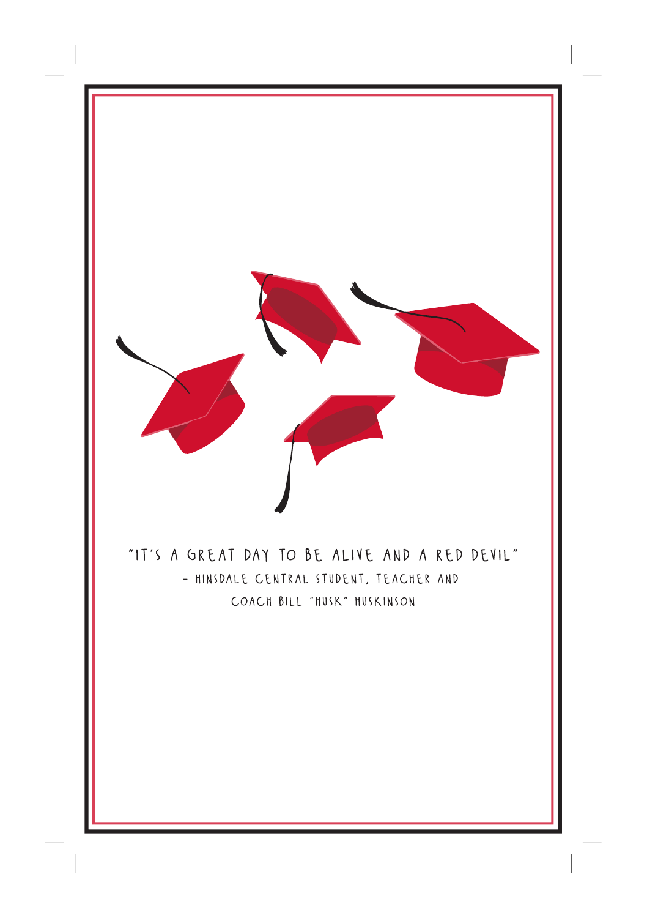"IT'S A GREAT DAY TO BE ALIVE AND A RED DEVIL"

- HINSDALE CENTRAL STUDENT, TEACHER AND COACH BILL "HUSK" HUSKINSON